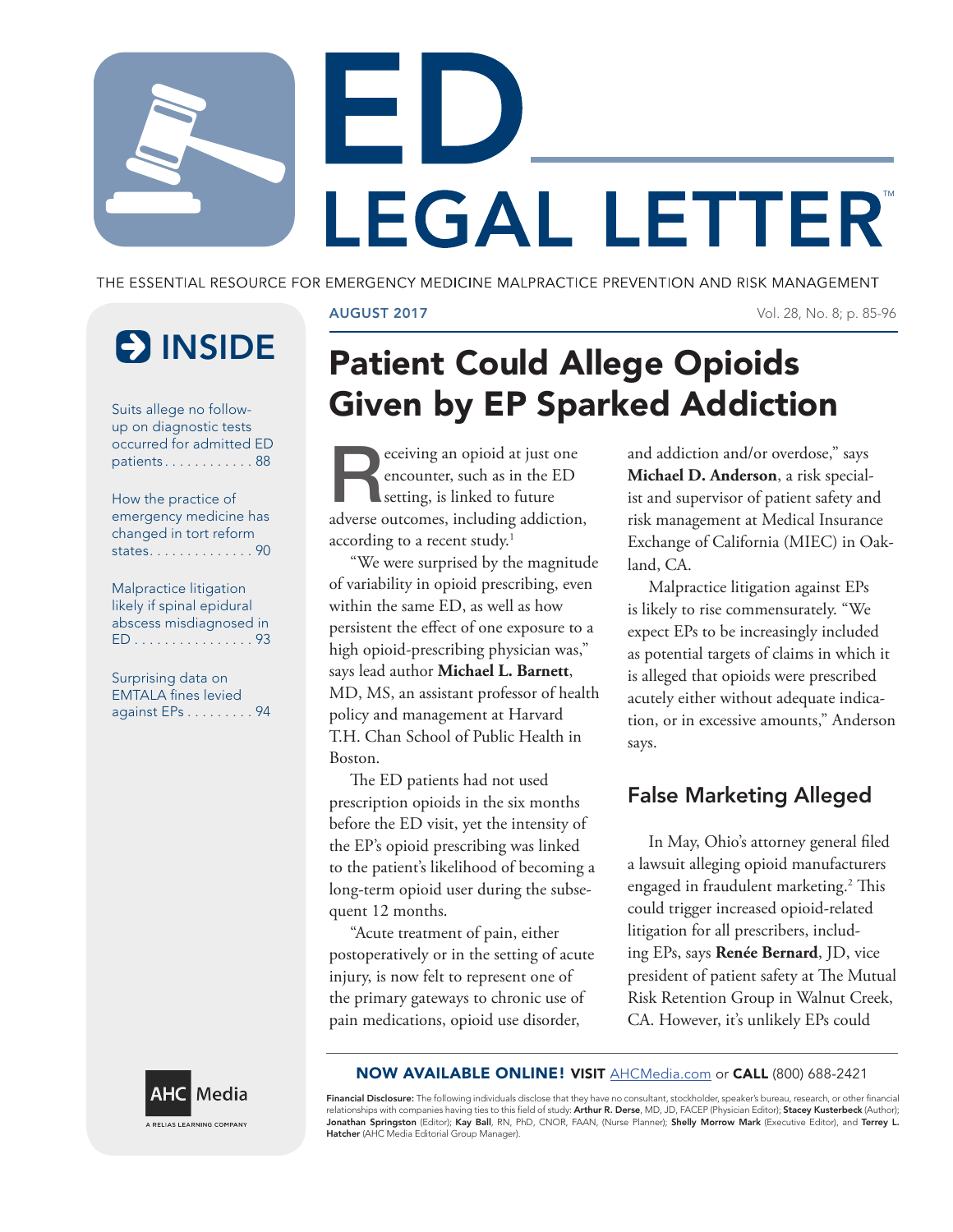# ED LEGAL LETTER™

THE ESSENTIAL RESOURCE FOR EMERGENCY MEDICINE MALPRACTICE PREVENTION AND RISK MANAGEMENT

AUGUST 2017

## INSIDE

Suits allege no follow-up on diagnostic tests occurred for admitted ED patients . . . . . . . . . . . . 88

How the practice of emergency medicine has changed in tort reform states. . . . . . . . . . . . . . 90

Malpractice litigation likely if spinal epidural abscess misdiagnosed in ED . . . . . . . . . . . . . . . . 93

Surprising data on EMTALA fines levied against EPs . . . . . . . . . 94

# Patient Could Allege Opioids Given by EP Sparked Addiction

Receiving an opioid at just one encounter, such as in the ED setting, is linked to future adverse outcomes, including addiction, according to a recent study.[1]

"We were surprised by the magnitude of variability in opioid prescribing, even within the same ED, as well as how persistent the effect of one exposure to a high opioid-prescribing physician was," says lead author **Michael L. Barnett**, MD, MS, an assistant professor of health policy and management at Harvard T.H. Chan School of Public Health in Boston.

The ED patients had not used prescription opioids in the six months before the ED visit, yet the intensity of the EP's opioid prescribing was linked to the patient's likelihood of becoming a long-term opioid user during the subsequent 12 months.

"Acute treatment of pain, either postoperatively or in the setting of acute injury, is now felt to represent one of the primary gateways to chronic use of pain medications, opioid use disorder, and addiction and/or overdose," says **Michael D. Anderson**, a risk specialist and supervisor of patient safety and risk management at Medical Insurance Exchange of California (MIEC) in Oakland, CA.

Malpractice litigation against EPs is likely to rise commensurately. "We expect EPs to be increasingly included as potential targets of claims in which it is alleged that opioids were prescribed acutely either without adequate indication, or in excessive amounts," Anderson says.

## False Marketing Alleged

In May, Ohio's attorney general filed a lawsuit alleging opioid manufacturers engaged in fraudulent marketing.[2] This could trigger increased opioid-related litigation for all prescribers, including EPs, says **Renée Bernard**, JD, vice president of patient safety at The Mutual Risk Retention Group in Walnut Creek, CA. However, it's unlikely EPs could

**NOW AVAILABLE ONLINE! VISIT** AHCMedia.com or **CALL** (800) 688-2421

**Financial Disclosure:** The following individuals disclose that they have no consultant, stockholder, speaker's bureau, research, or other financial relationships with companies having ties to this field of study: **Arthur R. Derse**, MD, JD, FACEP (Physician Editor); **Stacey Kusterbeck** (Author); **Jonathan Springston** (Editor); **Kay Ball**, RN, PhD, CNOR, FAAN, (Nurse Planner); **Shelly Morrow Mark** (Executive Editor), and **Terrey L. Hatcher** (AHC Media Editorial Group Manager).

AHC Media — A RELIAS LEARNING COMPANY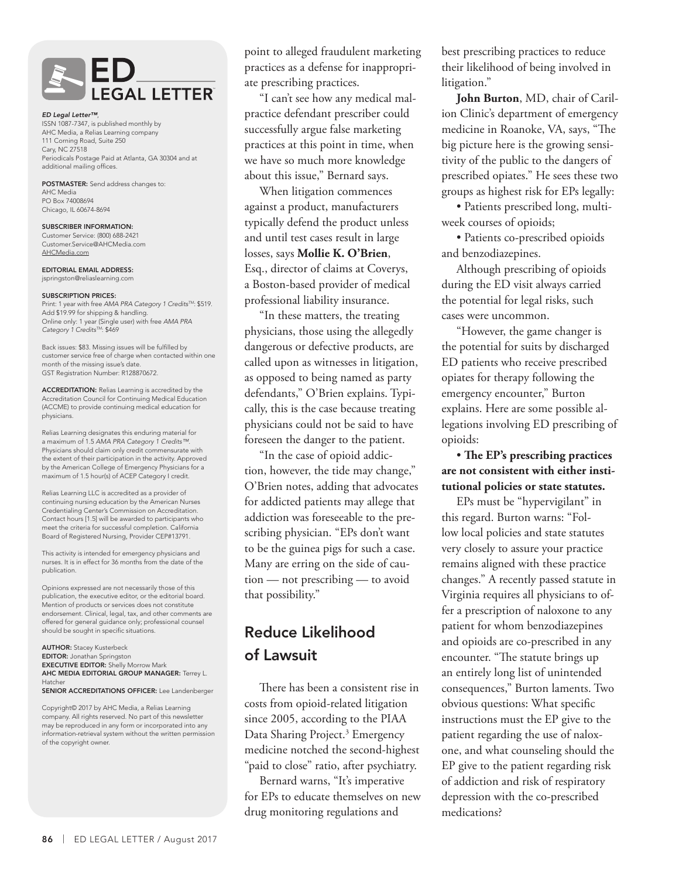ED LEGAL LETTER

*ED Legal Letter™*, ISSN 1087-7347, is published monthly by AHC Media, a Relias Learning company 111 Corning Road, Suite 250 Cary, NC 27518 Periodicals Postage Paid at Atlanta, GA 30304 and at additional mailing offices.

**POSTMASTER:** Send address changes to: AHC Media PO Box 74008694 Chicago, IL 60674-8694

**SUBSCRIBER INFORMATION:** Customer Service: (800) 688-2421 Customer.Service@AHCMedia.com AHCMedia.com

**EDITORIAL EMAIL ADDRESS:** jspringston@reliaslearning.com

**SUBSCRIPTION PRICES:** Print: 1 year with free *AMA PRA Category 1 Credits™*: $519. Add $19.99 for shipping & handling. Online only: 1 year (Single user) with free *AMA PRA Category 1 Credits™*: $469

Back issues: $83. Missing issues will be fulfilled by customer service free of charge when contacted within one month of the missing issue's date. GST Registration Number: R128870672.

**ACCREDITATION:** Relias Learning is accredited by the Accreditation Council for Continuing Medical Education (ACCME) to provide continuing medical education for physicians.

Relias Learning designates this enduring material for a maximum of 1.5 *AMA PRA Category 1 Credits™*. Physicians should claim only credit commensurate with the extent of their participation in the activity. Approved by the American College of Emergency Physicians for a maximum of 1.5 hour(s) of ACEP Category I credit.

Relias Learning LLC is accredited as a provider of continuing nursing education by the American Nurses Credentialing Center's Commission on Accreditation. Contact hours [1.5] will be awarded to participants who meet the criteria for successful completion. California Board of Registered Nursing, Provider CEP#13791.

This activity is intended for emergency physicians and nurses. It is in effect for 36 months from the date of the publication.

Opinions expressed are not necessarily those of this publication, the executive editor, or the editorial board. Mention of products or services does not constitute endorsement. Clinical, legal, tax, and other comments are offered for general guidance only; professional counsel should be sought in specific situations.

**AUTHOR:** Stacey Kusterbeck
**EDITOR:** Jonathan Springston
**EXECUTIVE EDITOR:** Shelly Morrow Mark
**AHC MEDIA EDITORIAL GROUP MANAGER:** Terrey L. Hatcher
**SENIOR ACCREDITATIONS OFFICER:** Lee Landenberger

Copyright© 2017 by AHC Media, a Relias Learning company. All rights reserved. No part of this newsletter may be reproduced in any form or incorporated into any information-retrieval system without the written permission of the copyright owner.

point to alleged fraudulent marketing practices as a defense for inappropriate prescribing practices.

"I can't see how any medical malpractice defendant prescriber could successfully argue false marketing practices at this point in time, when we have so much more knowledge about this issue," Bernard says.

When litigation commences against a product, manufacturers typically defend the product unless and until test cases result in large losses, says **Mollie K. O'Brien**, Esq., director of claims at Coverys, a Boston-based provider of medical professional liability insurance.

"In these matters, the treating physicians, those using the allegedly dangerous or defective products, are called upon as witnesses in litigation, as opposed to being named as party defendants," O'Brien explains. Typically, this is the case because treating physicians could not be said to have foreseen the danger to the patient.

"In the case of opioid addiction, however, the tide may change," O'Brien notes, adding that advocates for addicted patients may allege that addiction was foreseeable to the prescribing physician. "EPs don't want to be the guinea pigs for such a case. Many are erring on the side of caution — not prescribing — to avoid that possibility."

## Reduce Likelihood of Lawsuit

There has been a consistent rise in costs from opioid-related litigation since 2005, according to the PIAA Data Sharing Project.[3] Emergency medicine notched the second-highest "paid to close" ratio, after psychiatry.

Bernard warns, "It's imperative for EPs to educate themselves on new drug monitoring regulations and best prescribing practices to reduce their likelihood of being involved in litigation."

**John Burton**, MD, chair of Carilion Clinic's department of emergency medicine in Roanoke, VA, says, "The big picture here is the growing sensitivity of the public to the dangers of prescribed opiates." He sees these two groups as highest risk for EPs legally:

- Patients prescribed long, multi-week courses of opioids;
- Patients co-prescribed opioids and benzodiazepines.

Although prescribing of opioids during the ED visit always carried the potential for legal risks, such cases were uncommon.

"However, the game changer is the potential for suits by discharged ED patients who receive prescribed opiates for therapy following the emergency encounter," Burton explains. Here are some possible allegations involving ED prescribing of opioids:

- **The EP's prescribing practices are not consistent with either institutional policies or state statutes.**

EPs must be "hypervigilant" in this regard. Burton warns: "Follow local policies and state statutes very closely to assure your practice remains aligned with these practice changes." A recently passed statute in Virginia requires all physicians to offer a prescription of naloxone to any patient for whom benzodiazepines and opioids are co-prescribed in any encounter. "The statute brings up an entirely long list of unintended consequences," Burton laments. Two obvious questions: What specific instructions must the EP give to the patient regarding the use of naloxone, and what counseling should the EP give to the patient regarding risk of addiction and risk of respiratory depression with the co-prescribed medications?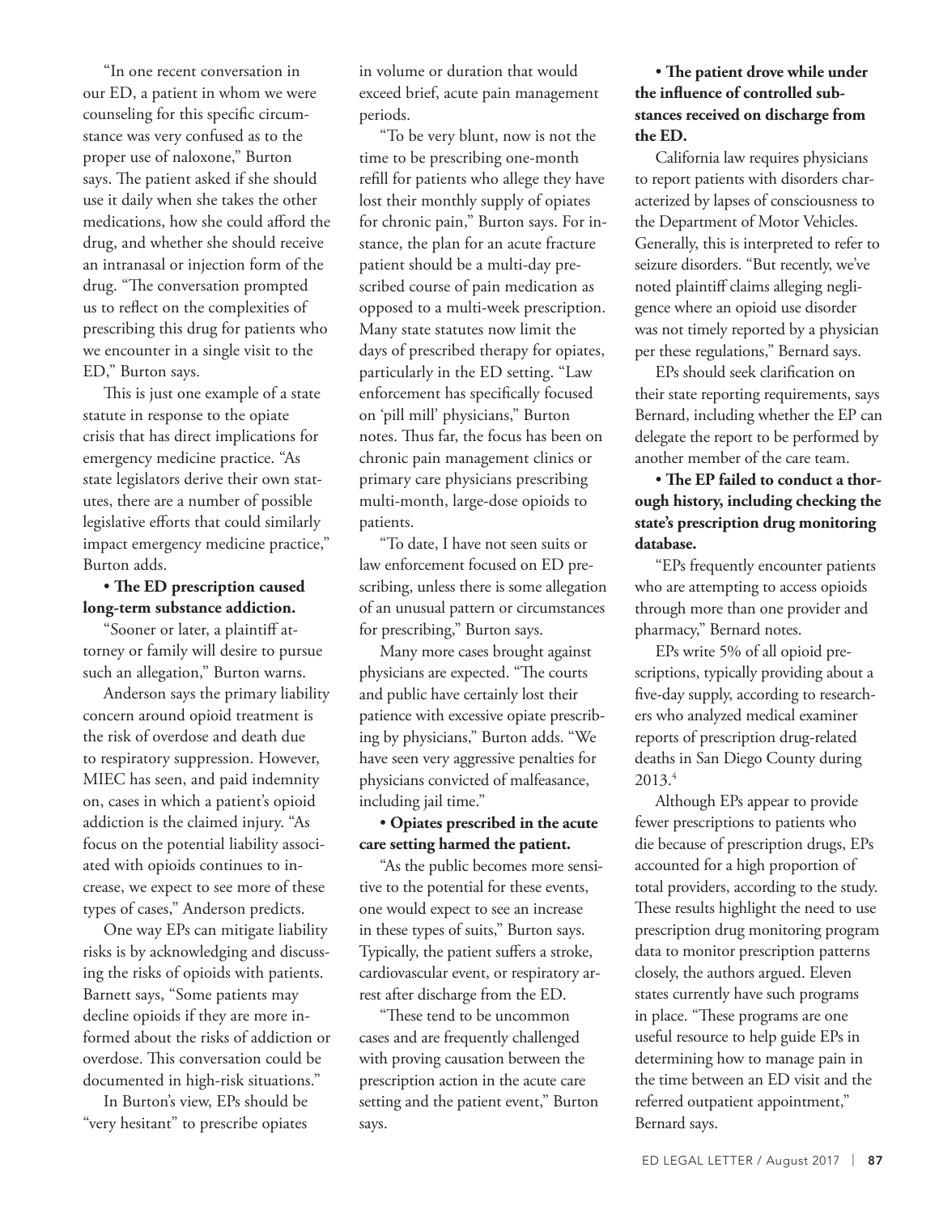"In one recent conversation in our ED, a patient in whom we were counseling for this specific circumstance was very confused as to the proper use of naloxone," Burton says. The patient asked if she should use it daily when she takes the other medications, how she could afford the drug, and whether she should receive an intranasal or injection form of the drug. "The conversation prompted us to reflect on the complexities of prescribing this drug for patients who we encounter in a single visit to the ED," Burton says.

This is just one example of a state statute in response to the opiate crisis that has direct implications for emergency medicine practice. "As state legislators derive their own statutes, there are a number of possible legislative efforts that could similarly impact emergency medicine practice," Burton adds.

**• The ED prescription caused long-term substance addiction.**

"Sooner or later, a plaintiff attorney or family will desire to pursue such an allegation," Burton warns.

Anderson says the primary liability concern around opioid treatment is the risk of overdose and death due to respiratory suppression. However, MIEC has seen, and paid indemnity on, cases in which a patient's opioid addiction is the claimed injury. "As focus on the potential liability associated with opioids continues to increase, we expect to see more of these types of cases," Anderson predicts.

One way EPs can mitigate liability risks is by acknowledging and discussing the risks of opioids with patients. Barnett says, "Some patients may decline opioids if they are more informed about the risks of addiction or overdose. This conversation could be documented in high-risk situations."

In Burton's view, EPs should be "very hesitant" to prescribe opiates in volume or duration that would exceed brief, acute pain management periods.

"To be very blunt, now is not the time to be prescribing one-month refill for patients who allege they have lost their monthly supply of opiates for chronic pain," Burton says. For instance, the plan for an acute fracture patient should be a multi-day prescribed course of pain medication as opposed to a multi-week prescription. Many state statutes now limit the days of prescribed therapy for opiates, particularly in the ED setting. "Law enforcement has specifically focused on 'pill mill' physicians," Burton notes. Thus far, the focus has been on chronic pain management clinics or primary care physicians prescribing multi-month, large-dose opioids to patients.

"To date, I have not seen suits or law enforcement focused on ED prescribing, unless there is some allegation of an unusual pattern or circumstances for prescribing," Burton says.

Many more cases brought against physicians are expected. "The courts and public have certainly lost their patience with excessive opiate prescribing by physicians," Burton adds. "We have seen very aggressive penalties for physicians convicted of malfeasance, including jail time."

**• Opiates prescribed in the acute care setting harmed the patient.**

"As the public becomes more sensitive to the potential for these events, one would expect to see an increase in these types of suits," Burton says. Typically, the patient suffers a stroke, cardiovascular event, or respiratory arrest after discharge from the ED.

"These tend to be uncommon cases and are frequently challenged with proving causation between the prescription action in the acute care setting and the patient event," Burton says.

**• The patient drove while under the influence of controlled substances received on discharge from the ED.**

California law requires physicians to report patients with disorders characterized by lapses of consciousness to the Department of Motor Vehicles. Generally, this is interpreted to refer to seizure disorders. "But recently, we've noted plaintiff claims alleging negligence where an opioid use disorder was not timely reported by a physician per these regulations," Bernard says.

EPs should seek clarification on their state reporting requirements, says Bernard, including whether the EP can delegate the report to be performed by another member of the care team.

**• The EP failed to conduct a thorough history, including checking the state's prescription drug monitoring database.**

"EPs frequently encounter patients who are attempting to access opioids through more than one provider and pharmacy," Bernard notes.

EPs write 5% of all opioid prescriptions, typically providing about a five-day supply, according to researchers who analyzed medical examiner reports of prescription drug-related deaths in San Diego County during 2013.[4]

Although EPs appear to provide fewer prescriptions to patients who die because of prescription drugs, EPs accounted for a high proportion of total providers, according to the study. These results highlight the need to use prescription drug monitoring program data to monitor prescription patterns closely, the authors argued. Eleven states currently have such programs in place. "These programs are one useful resource to help guide EPs in determining how to manage pain in the time between an ED visit and the referred outpatient appointment," Bernard says.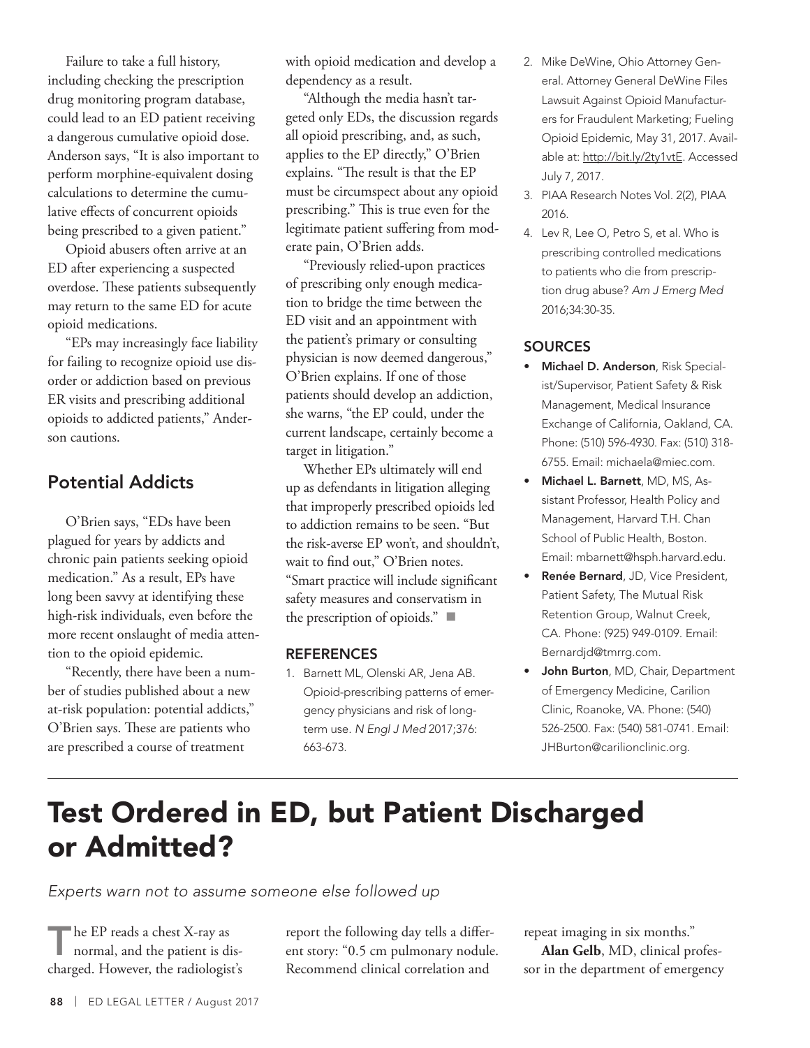Failure to take a full history, including checking the prescription drug monitoring program database, could lead to an ED patient receiving a dangerous cumulative opioid dose. Anderson says, "It is also important to perform morphine-equivalent dosing calculations to determine the cumulative effects of concurrent opioids being prescribed to a given patient."

Opioid abusers often arrive at an ED after experiencing a suspected overdose. These patients subsequently may return to the same ED for acute opioid medications.

"EPs may increasingly face liability for failing to recognize opioid use disorder or addiction based on previous ER visits and prescribing additional opioids to addicted patients," Anderson cautions.

## Potential Addicts

O'Brien says, "EDs have been plagued for years by addicts and chronic pain patients seeking opioid medication." As a result, EPs have long been savvy at identifying these high-risk individuals, even before the more recent onslaught of media attention to the opioid epidemic.

"Recently, there have been a number of studies published about a new at-risk population: potential addicts," O'Brien says. These are patients who are prescribed a course of treatment with opioid medication and develop a dependency as a result.

"Although the media hasn't targeted only EDs, the discussion regards all opioid prescribing, and, as such, applies to the EP directly," O'Brien explains. "The result is that the EP must be circumspect about any opioid prescribing." This is true even for the legitimate patient suffering from moderate pain, O'Brien adds.

"Previously relied-upon practices of prescribing only enough medication to bridge the time between the ED visit and an appointment with the patient's primary or consulting physician is now deemed dangerous," O'Brien explains. If one of those patients should develop an addiction, she warns, "the EP could, under the current landscape, certainly become a target in litigation."

Whether EPs ultimately will end up as defendants in litigation alleging that improperly prescribed opioids led to addiction remains to be seen. "But the risk-averse EP won't, and shouldn't, wait to find out," O'Brien notes. "Smart practice will include significant safety measures and conservatism in the prescription of opioids." ■

### REFERENCES

1. Barnett ML, Olenski AR, Jena AB. Opioid-prescribing patterns of emergency physicians and risk of long-term use. *N Engl J Med* 2017;376: 663-673.
2. Mike DeWine, Ohio Attorney General. Attorney General DeWine Files Lawsuit Against Opioid Manufacturers for Fraudulent Marketing; Fueling Opioid Epidemic, May 31, 2017. Available at: http://bit.ly/2ty1vtE. Accessed July 7, 2017.
3. PIAA Research Notes Vol. 2(2), PIAA 2016.
4. Lev R, Lee O, Petro S, et al. Who is prescribing controlled medications to patients who die from prescription drug abuse? *Am J Emerg Med* 2016;34:30-35.

### SOURCES

- **Michael D. Anderson**, Risk Specialist/Supervisor, Patient Safety & Risk Management, Medical Insurance Exchange of California, Oakland, CA. Phone: (510) 596-4930. Fax: (510) 318-6755. Email: michaela@miec.com.
- **Michael L. Barnett**, MD, MS, Assistant Professor, Health Policy and Management, Harvard T.H. Chan School of Public Health, Boston. Email: mbarnett@hsph.harvard.edu.
- **Renée Bernard**, JD, Vice President, Patient Safety, The Mutual Risk Retention Group, Walnut Creek, CA. Phone: (925) 949-0109. Email: Bernardjd@tmrrg.com.
- **John Burton**, MD, Chair, Department of Emergency Medicine, Carilion Clinic, Roanoke, VA. Phone: (540) 526-2500. Fax: (540) 581-0741. Email: JHBurton@carilionclinic.org.

# Test Ordered in ED, but Patient Discharged or Admitted?

*Experts warn not to assume someone else followed up*

The EP reads a chest X-ray as normal, and the patient is discharged. However, the radiologist's report the following day tells a different story: "0.5 cm pulmonary nodule. Recommend clinical correlation and repeat imaging in six months."

**Alan Gelb**, MD, clinical professor in the department of emergency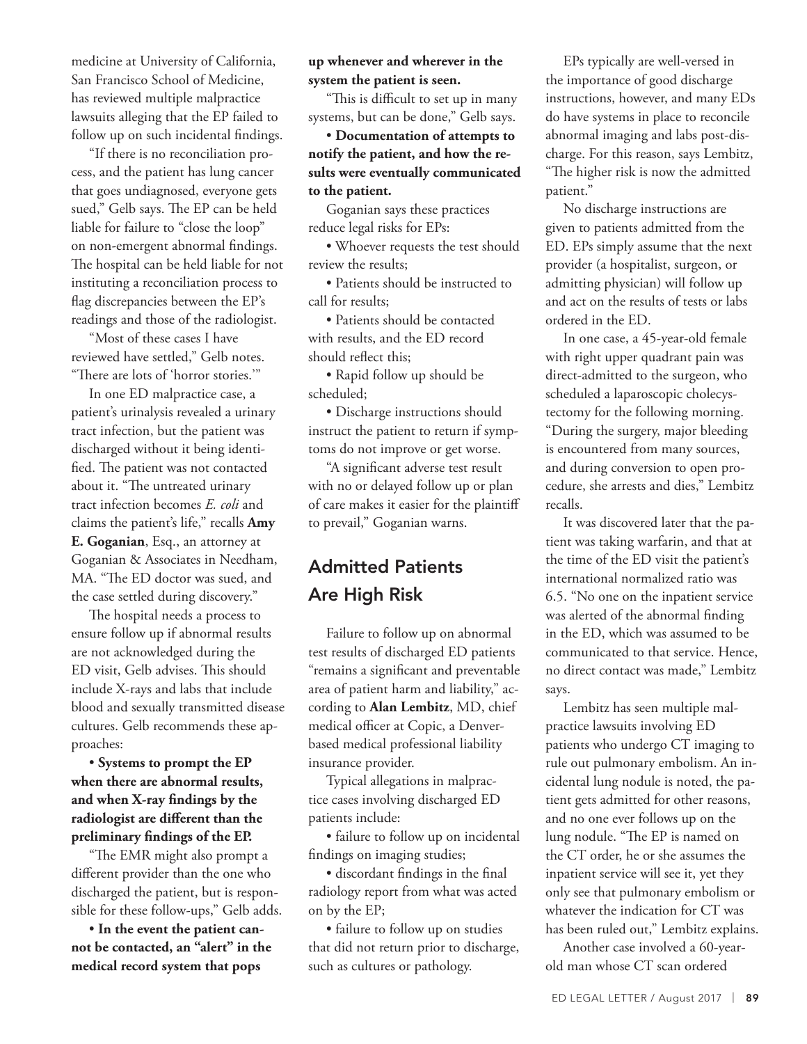medicine at University of California, San Francisco School of Medicine, has reviewed multiple malpractice lawsuits alleging that the EP failed to follow up on such incidental findings.

"If there is no reconciliation process, and the patient has lung cancer that goes undiagnosed, everyone gets sued," Gelb says. The EP can be held liable for failure to "close the loop" on non-emergent abnormal findings. The hospital can be held liable for not instituting a reconciliation process to flag discrepancies between the EP's readings and those of the radiologist.

"Most of these cases I have reviewed have settled," Gelb notes. "There are lots of 'horror stories.'"

In one ED malpractice case, a patient's urinalysis revealed a urinary tract infection, but the patient was discharged without it being identified. The patient was not contacted about it. "The untreated urinary tract infection becomes *E. coli* and claims the patient's life," recalls **Amy E. Goganian**, Esq., an attorney at Goganian & Associates in Needham, MA. "The ED doctor was sued, and the case settled during discovery."

The hospital needs a process to ensure follow up if abnormal results are not acknowledged during the ED visit, Gelb advises. This should include X-rays and labs that include blood and sexually transmitted disease cultures. Gelb recommends these approaches:

**• Systems to prompt the EP when there are abnormal results, and when X-ray findings by the radiologist are different than the preliminary findings of the EP.**

"The EMR might also prompt a different provider than the one who discharged the patient, but is responsible for these follow-ups," Gelb adds.

**• In the event the patient cannot be contacted, an "alert" in the medical record system that pops up whenever and wherever in the system the patient is seen.**

"This is difficult to set up in many systems, but can be done," Gelb says.

**• Documentation of attempts to notify the patient, and how the results were eventually communicated to the patient.**

Goganian says these practices reduce legal risks for EPs:

- Whoever requests the test should review the results;
- Patients should be instructed to call for results;
- Patients should be contacted with results, and the ED record should reflect this;
- Rapid follow up should be scheduled;
- Discharge instructions should instruct the patient to return if symptoms do not improve or get worse.

"A significant adverse test result with no or delayed follow up or plan of care makes it easier for the plaintiff to prevail," Goganian warns.

## Admitted Patients Are High Risk

Failure to follow up on abnormal test results of discharged ED patients "remains a significant and preventable area of patient harm and liability," according to **Alan Lembitz**, MD, chief medical officer at Copic, a Denver-based medical professional liability insurance provider.

Typical allegations in malpractice cases involving discharged ED patients include:

- failure to follow up on incidental findings on imaging studies;
- discordant findings in the final radiology report from what was acted on by the EP;
- failure to follow up on studies that did not return prior to discharge, such as cultures or pathology.

EPs typically are well-versed in the importance of good discharge instructions, however, and many EDs do have systems in place to reconcile abnormal imaging and labs post-discharge. For this reason, says Lembitz, "The higher risk is now the admitted patient."

No discharge instructions are given to patients admitted from the ED. EPs simply assume that the next provider (a hospitalist, surgeon, or admitting physician) will follow up and act on the results of tests or labs ordered in the ED.

In one case, a 45-year-old female with right upper quadrant pain was direct-admitted to the surgeon, who scheduled a laparoscopic cholecystectomy for the following morning. "During the surgery, major bleeding is encountered from many sources, and during conversion to open procedure, she arrests and dies," Lembitz recalls.

It was discovered later that the patient was taking warfarin, and that at the time of the ED visit the patient's international normalized ratio was 6.5. "No one on the inpatient service was alerted of the abnormal finding in the ED, which was assumed to be communicated to that service. Hence, no direct contact was made," Lembitz says.

Lembitz has seen multiple malpractice lawsuits involving ED patients who undergo CT imaging to rule out pulmonary embolism. An incidental lung nodule is noted, the patient gets admitted for other reasons, and no one ever follows up on the lung nodule. "The EP is named on the CT order, he or she assumes the inpatient service will see it, yet they only see that pulmonary embolism or whatever the indication for CT was has been ruled out," Lembitz explains.

Another case involved a 60-year-old man whose CT scan ordered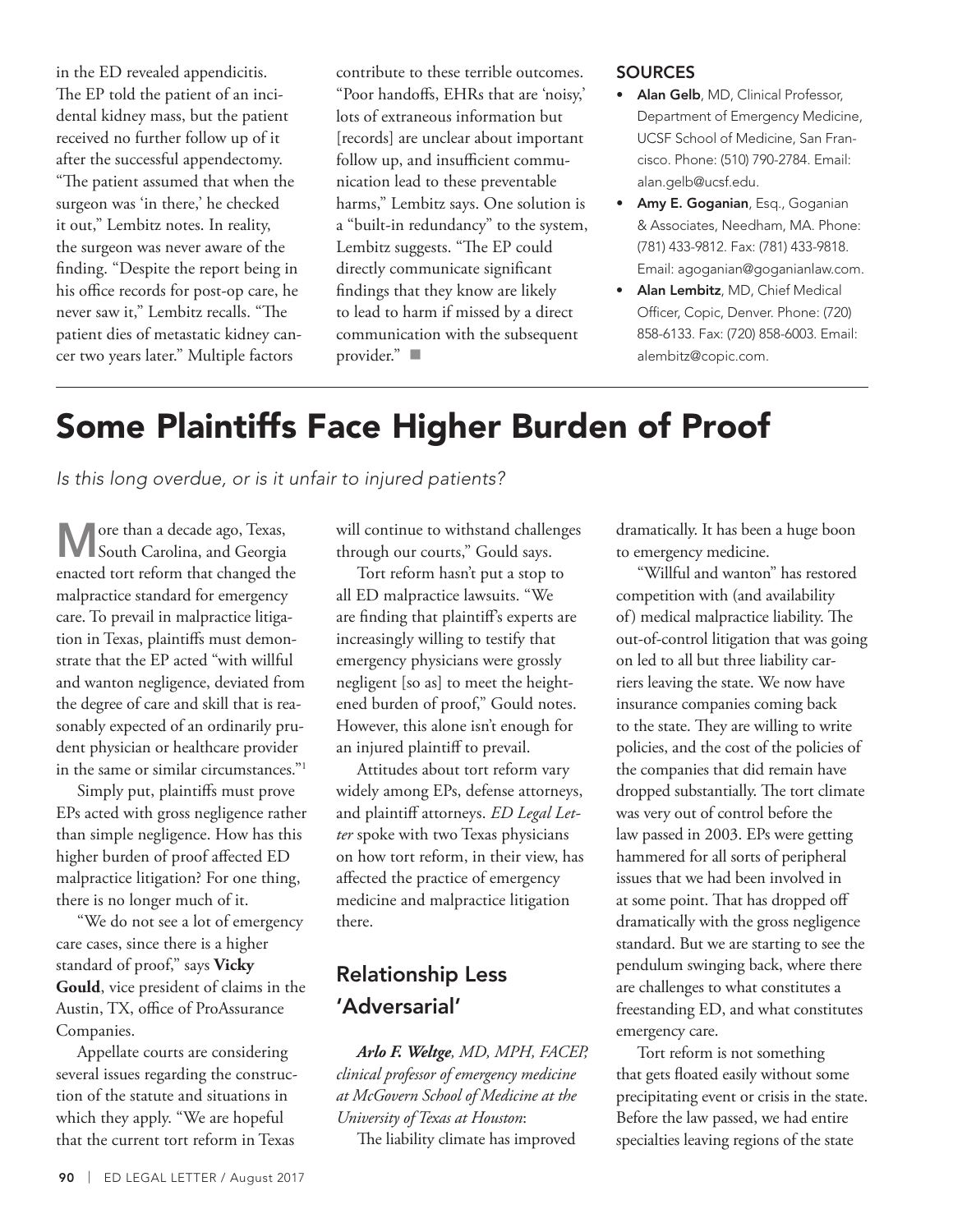in the ED revealed appendicitis. The EP told the patient of an incidental kidney mass, but the patient received no further follow up of it after the successful appendectomy. "The patient assumed that when the surgeon was 'in there,' he checked it out," Lembitz notes. In reality, the surgeon was never aware of the finding. "Despite the report being in his office records for post-op care, he never saw it," Lembitz recalls. "The patient dies of metastatic kidney cancer two years later." Multiple factors contribute to these terrible outcomes. "Poor handoffs, EHRs that are 'noisy,' lots of extraneous information but [records] are unclear about important follow up, and insufficient communication lead to these preventable harms," Lembitz says. One solution is a "built-in redundancy" to the system, Lembitz suggests. "The EP could directly communicate significant findings that they know are likely to lead to harm if missed by a direct communication with the subsequent provider." ■

## SOURCES

- **Alan Gelb**, MD, Clinical Professor, Department of Emergency Medicine, UCSF School of Medicine, San Francisco. Phone: (510) 790-2784. Email: alan.gelb@ucsf.edu.
- **Amy E. Goganian**, Esq., Goganian & Associates, Needham, MA. Phone: (781) 433-9812. Fax: (781) 433-9818. Email: agoganian@goganianlaw.com.
- **Alan Lembitz**, MD, Chief Medical Officer, Copic, Denver. Phone: (720) 858-6133. Fax: (720) 858-6003. Email: alembitz@copic.com.

# Some Plaintiffs Face Higher Burden of Proof

*Is this long overdue, or is it unfair to injured patients?*

More than a decade ago, Texas, South Carolina, and Georgia enacted tort reform that changed the malpractice standard for emergency care. To prevail in malpractice litigation in Texas, plaintiffs must demonstrate that the EP acted "with willful and wanton negligence, deviated from the degree of care and skill that is reasonably expected of an ordinarily prudent physician or healthcare provider in the same or similar circumstances."[1]

Simply put, plaintiffs must prove EPs acted with gross negligence rather than simple negligence. How has this higher burden of proof affected ED malpractice litigation? For one thing, there is no longer much of it.

"We do not see a lot of emergency care cases, since there is a higher standard of proof," says **Vicky Gould**, vice president of claims in the Austin, TX, office of ProAssurance Companies.

Appellate courts are considering several issues regarding the construction of the statute and situations in which they apply. "We are hopeful that the current tort reform in Texas will continue to withstand challenges through our courts," Gould says.

Tort reform hasn't put a stop to all ED malpractice lawsuits. "We are finding that plaintiff's experts are increasingly willing to testify that emergency physicians were grossly negligent [so as] to meet the heightened burden of proof," Gould notes. However, this alone isn't enough for an injured plaintiff to prevail.

Attitudes about tort reform vary widely among EPs, defense attorneys, and plaintiff attorneys. *ED Legal Letter* spoke with two Texas physicians on how tort reform, in their view, has affected the practice of emergency medicine and malpractice litigation there.

## Relationship Less 'Adversarial'

***Arlo F. Weltge**, MD, MPH, FACEP, clinical professor of emergency medicine at McGovern School of Medicine at the University of Texas at Houston*:

The liability climate has improved dramatically. It has been a huge boon to emergency medicine.

"Willful and wanton" has restored competition with (and availability of) medical malpractice liability. The out-of-control litigation that was going on led to all but three liability carriers leaving the state. We now have insurance companies coming back to the state. They are willing to write policies, and the cost of the policies of the companies that did remain have dropped substantially. The tort climate was very out of control before the law passed in 2003. EPs were getting hammered for all sorts of peripheral issues that we had been involved in at some point. That has dropped off dramatically with the gross negligence standard. But we are starting to see the pendulum swinging back, where there are challenges to what constitutes a freestanding ED, and what constitutes emergency care.

Tort reform is not something that gets floated easily without some precipitating event or crisis in the state. Before the law passed, we had entire specialties leaving regions of the state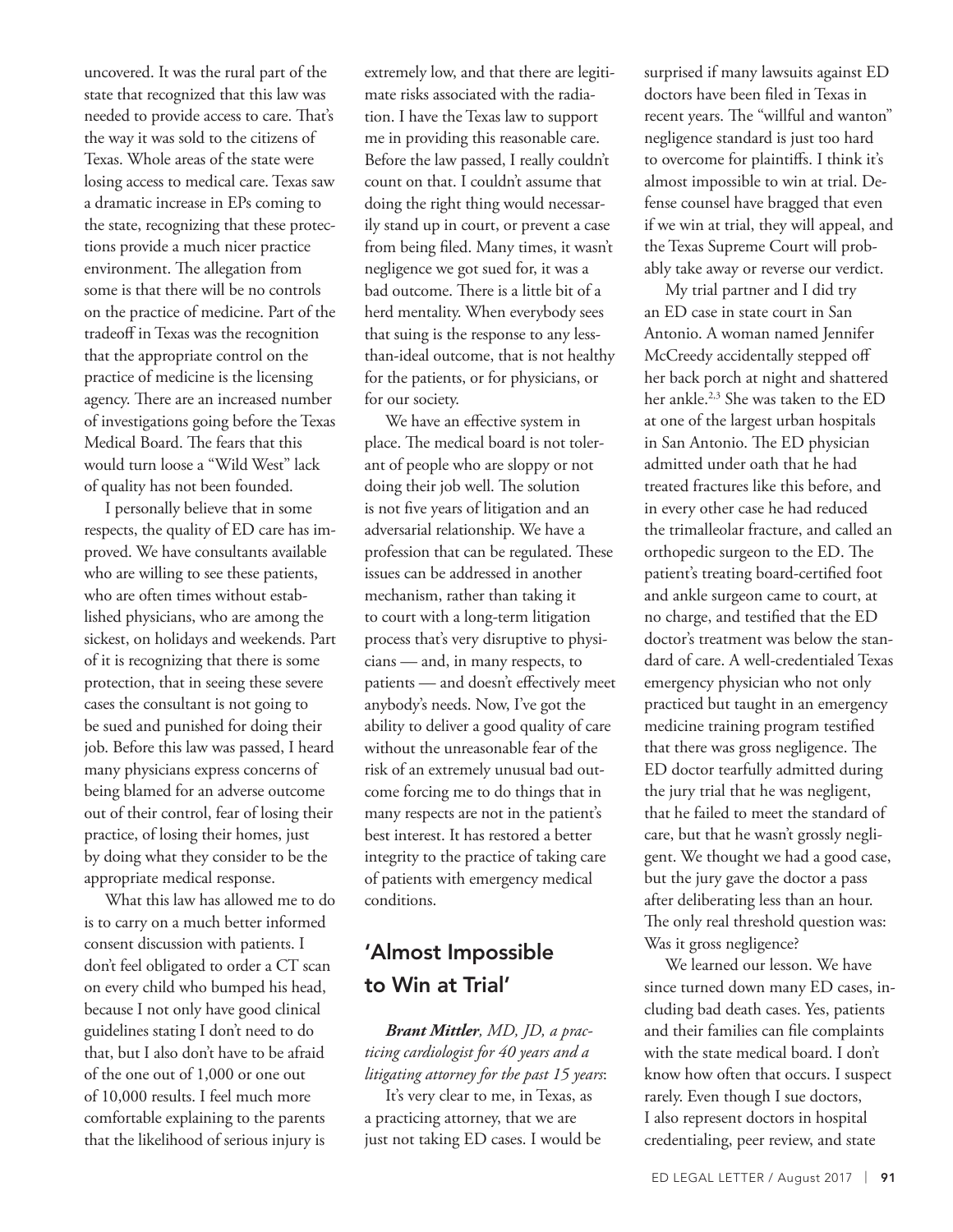uncovered. It was the rural part of the state that recognized that this law was needed to provide access to care. That's the way it was sold to the citizens of Texas. Whole areas of the state were losing access to medical care. Texas saw a dramatic increase in EPs coming to the state, recognizing that these protections provide a much nicer practice environment. The allegation from some is that there will be no controls on the practice of medicine. Part of the tradeoff in Texas was the recognition that the appropriate control on the practice of medicine is the licensing agency. There are an increased number of investigations going before the Texas Medical Board. The fears that this would turn loose a "Wild West" lack of quality has not been founded.

I personally believe that in some respects, the quality of ED care has improved. We have consultants available who are willing to see these patients, who are often times without established physicians, who are among the sickest, on holidays and weekends. Part of it is recognizing that there is some protection, that in seeing these severe cases the consultant is not going to be sued and punished for doing their job. Before this law was passed, I heard many physicians express concerns of being blamed for an adverse outcome out of their control, fear of losing their practice, of losing their homes, just by doing what they consider to be the appropriate medical response.

What this law has allowed me to do is to carry on a much better informed consent discussion with patients. I don't feel obligated to order a CT scan on every child who bumped his head, because I not only have good clinical guidelines stating I don't need to do that, but I also don't have to be afraid of the one out of 1,000 or one out of 10,000 results. I feel much more comfortable explaining to the parents that the likelihood of serious injury is extremely low, and that there are legitimate risks associated with the radiation. I have the Texas law to support me in providing this reasonable care. Before the law passed, I really couldn't count on that. I couldn't assume that doing the right thing would necessarily stand up in court, or prevent a case from being filed. Many times, it wasn't negligence we got sued for, it was a bad outcome. There is a little bit of a herd mentality. When everybody sees that suing is the response to any less-than-ideal outcome, that is not healthy for the patients, or for physicians, or for our society.

We have an effective system in place. The medical board is not tolerant of people who are sloppy or not doing their job well. The solution is not five years of litigation and an adversarial relationship. We have a profession that can be regulated. These issues can be addressed in another mechanism, rather than taking it to court with a long-term litigation process that's very disruptive to physicians — and, in many respects, to patients — and doesn't effectively meet anybody's needs. Now, I've got the ability to deliver a good quality of care without the unreasonable fear of the risk of an extremely unusual bad outcome forcing me to do things that in many respects are not in the patient's best interest. It has restored a better integrity to the practice of taking care of patients with emergency medical conditions.

## 'Almost Impossible to Win at Trial'

***Brant Mittler**, MD, JD, a practicing cardiologist for 40 years and a litigating attorney for the past 15 years*:

It's very clear to me, in Texas, as a practicing attorney, that we are just not taking ED cases. I would be surprised if many lawsuits against ED doctors have been filed in Texas in recent years. The "willful and wanton" negligence standard is just too hard to overcome for plaintiffs. I think it's almost impossible to win at trial. Defense counsel have bragged that even if we win at trial, they will appeal, and the Texas Supreme Court will probably take away or reverse our verdict.

My trial partner and I did try an ED case in state court in San Antonio. A woman named Jennifer McCreedy accidentally stepped off her back porch at night and shattered her ankle.[2,3] She was taken to the ED at one of the largest urban hospitals in San Antonio. The ED physician admitted under oath that he had treated fractures like this before, and in every other case he had reduced the trimalleolar fracture, and called an orthopedic surgeon to the ED. The patient's treating board-certified foot and ankle surgeon came to court, at no charge, and testified that the ED doctor's treatment was below the standard of care. A well-credentialed Texas emergency physician who not only practiced but taught in an emergency medicine training program testified that there was gross negligence. The ED doctor tearfully admitted during the jury trial that he was negligent, that he failed to meet the standard of care, but that he wasn't grossly negligent. We thought we had a good case, but the jury gave the doctor a pass after deliberating less than an hour. The only real threshold question was: Was it gross negligence?

We learned our lesson. We have since turned down many ED cases, including bad death cases. Yes, patients and their families can file complaints with the state medical board. I don't know how often that occurs. I suspect rarely. Even though I sue doctors, I also represent doctors in hospital credentialing, peer review, and state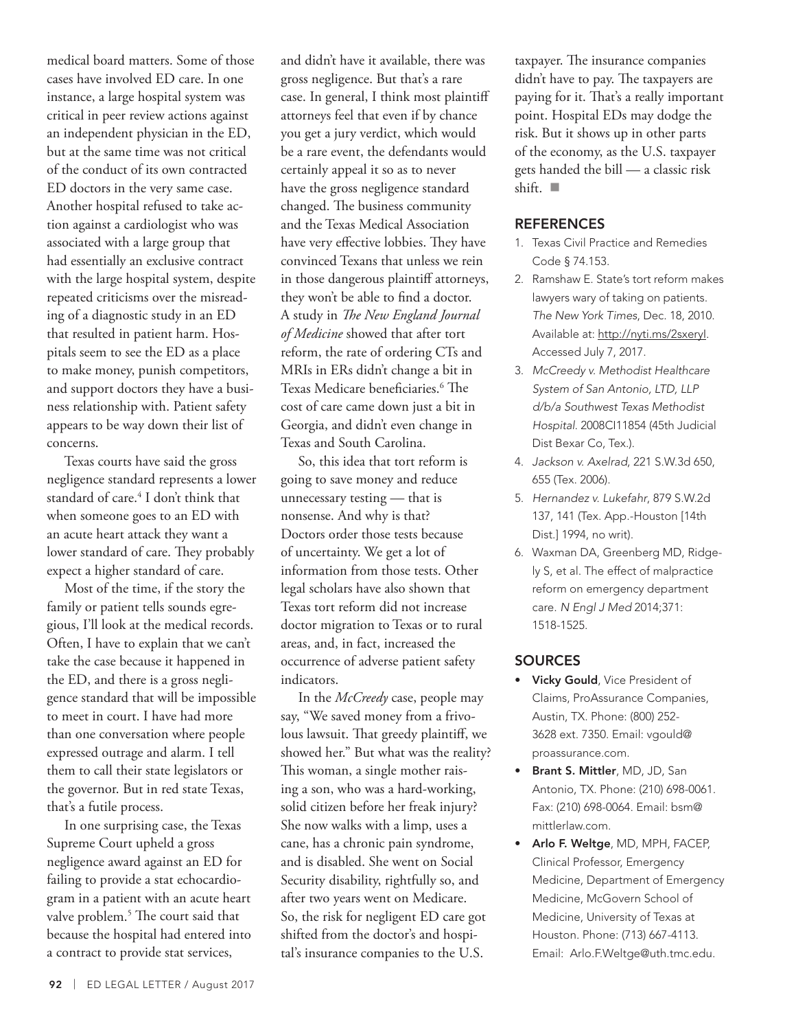medical board matters. Some of those cases have involved ED care. In one instance, a large hospital system was critical in peer review actions against an independent physician in the ED, but at the same time was not critical of the conduct of its own contracted ED doctors in the very same case. Another hospital refused to take action against a cardiologist who was associated with a large group that had essentially an exclusive contract with the large hospital system, despite repeated criticisms over the misreading of a diagnostic study in an ED that resulted in patient harm. Hospitals seem to see the ED as a place to make money, punish competitors, and support doctors they have a business relationship with. Patient safety appears to be way down their list of concerns.

Texas courts have said the gross negligence standard represents a lower standard of care.[4] I don't think that when someone goes to an ED with an acute heart attack they want a lower standard of care. They probably expect a higher standard of care.

Most of the time, if the story the family or patient tells sounds egregious, I'll look at the medical records. Often, I have to explain that we can't take the case because it happened in the ED, and there is a gross negligence standard that will be impossible to meet in court. I have had more than one conversation where people expressed outrage and alarm. I tell them to call their state legislators or the governor. But in red state Texas, that's a futile process.

In one surprising case, the Texas Supreme Court upheld a gross negligence award against an ED for failing to provide a stat echocardiogram in a patient with an acute heart valve problem.[5] The court said that because the hospital had entered into a contract to provide stat services, and didn't have it available, there was gross negligence. But that's a rare case. In general, I think most plaintiff attorneys feel that even if by chance you get a jury verdict, which would be a rare event, the defendants would certainly appeal it so as to never have the gross negligence standard changed. The business community and the Texas Medical Association have very effective lobbies. They have convinced Texans that unless we rein in those dangerous plaintiff attorneys, they won't be able to find a doctor. A study in *The New England Journal of Medicine* showed that after tort reform, the rate of ordering CTs and MRIs in ERs didn't change a bit in Texas Medicare beneficiaries.[6] The cost of care came down just a bit in Georgia, and didn't even change in Texas and South Carolina.

So, this idea that tort reform is going to save money and reduce unnecessary testing — that is nonsense. And why is that? Doctors order those tests because of uncertainty. We get a lot of information from those tests. Other legal scholars have also shown that Texas tort reform did not increase doctor migration to Texas or to rural areas, and, in fact, increased the occurrence of adverse patient safety indicators.

In the *McCreedy* case, people may say, "We saved money from a frivolous lawsuit. That greedy plaintiff, we showed her." But what was the reality? This woman, a single mother raising a son, who was a hard-working, solid citizen before her freak injury? She now walks with a limp, uses a cane, has a chronic pain syndrome, and is disabled. She went on Social Security disability, rightfully so, and after two years went on Medicare. So, the risk for negligent ED care got shifted from the doctor's and hospital's insurance companies to the U.S. taxpayer. The insurance companies didn't have to pay. The taxpayers are paying for it. That's a really important point. Hospital EDs may dodge the risk. But it shows up in other parts of the economy, as the U.S. taxpayer gets handed the bill — a classic risk shift. ■

## REFERENCES

1. Texas Civil Practice and Remedies Code § 74.153.
2. Ramshaw E. State's tort reform makes lawyers wary of taking on patients. *The New York Times*, Dec. 18, 2010. Available at: http://nyti.ms/2sxeryl. Accessed July 7, 2017.
3. *McCreedy v. Methodist Healthcare System of San Antonio, LTD, LLP d/b/a Southwest Texas Methodist Hospital.* 2008CI11854 (45th Judicial Dist Bexar Co, Tex.).
4. *Jackson v. Axelrad*, 221 S.W.3d 650, 655 (Tex. 2006).
5. *Hernandez v. Lukefahr*, 879 S.W.2d 137, 141 (Tex. App.-Houston [14th Dist.] 1994, no writ).
6. Waxman DA, Greenberg MD, Ridgely S, et al. The effect of malpractice reform on emergency department care. *N Engl J Med* 2014;371: 1518-1525.

## SOURCES

- **Vicky Gould**, Vice President of Claims, ProAssurance Companies, Austin, TX. Phone: (800) 252-3628 ext. 7350. Email: vgould@proassurance.com.
- **Brant S. Mittler**, MD, JD, San Antonio, TX. Phone: (210) 698-0061. Fax: (210) 698-0064. Email: bsm@mittlerlaw.com.
- **Arlo F. Weltge**, MD, MPH, FACEP, Clinical Professor, Emergency Medicine, Department of Emergency Medicine, McGovern School of Medicine, University of Texas at Houston. Phone: (713) 667-4113. Email: Arlo.F.Weltge@uth.tmc.edu.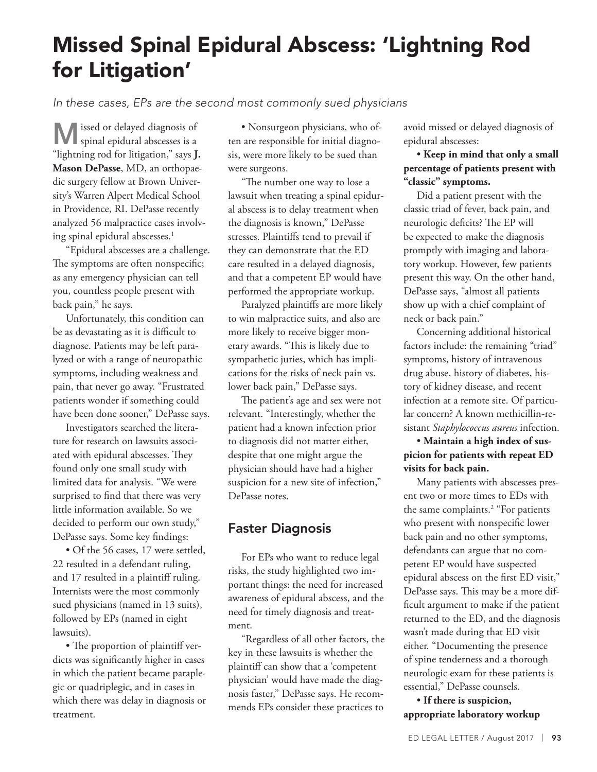# Missed Spinal Epidural Abscess: 'Lightning Rod for Litigation'

*In these cases, EPs are the second most commonly sued physicians*

Missed or delayed diagnosis of spinal epidural abscesses is a "lightning rod for litigation," says **J. Mason DePasse**, MD, an orthopaedic surgery fellow at Brown University's Warren Alpert Medical School in Providence, RI. DePasse recently analyzed 56 malpractice cases involving spinal epidural abscesses.[1]

"Epidural abscesses are a challenge. The symptoms are often nonspecific; as any emergency physician can tell you, countless people present with back pain," he says.

Unfortunately, this condition can be as devastating as it is difficult to diagnose. Patients may be left paralyzed or with a range of neuropathic symptoms, including weakness and pain, that never go away. "Frustrated patients wonder if something could have been done sooner," DePasse says.

Investigators searched the literature for research on lawsuits associated with epidural abscesses. They found only one small study with limited data for analysis. "We were surprised to find that there was very little information available. So we decided to perform our own study," DePasse says. Some key findings:

- Of the 56 cases, 17 were settled, 22 resulted in a defendant ruling, and 17 resulted in a plaintiff ruling. Internists were the most commonly sued physicians (named in 13 suits), followed by EPs (named in eight lawsuits).
- The proportion of plaintiff verdicts was significantly higher in cases in which the patient became paraplegic or quadriplegic, and in cases in which there was delay in diagnosis or treatment.
- Nonsurgeon physicians, who often are responsible for initial diagnosis, were more likely to be sued than were surgeons.

"The number one way to lose a lawsuit when treating a spinal epidural abscess is to delay treatment when the diagnosis is known," DePasse stresses. Plaintiffs tend to prevail if they can demonstrate that the ED care resulted in a delayed diagnosis, and that a competent EP would have performed the appropriate workup.

Paralyzed plaintiffs are more likely to win malpractice suits, and also are more likely to receive bigger monetary awards. "This is likely due to sympathetic juries, which has implications for the risks of neck pain vs. lower back pain," DePasse says.

The patient's age and sex were not relevant. "Interestingly, whether the patient had a known infection prior to diagnosis did not matter either, despite that one might argue the physician should have had a higher suspicion for a new site of infection," DePasse notes.

## Faster Diagnosis

For EPs who want to reduce legal risks, the study highlighted two important things: the need for increased awareness of epidural abscess, and the need for timely diagnosis and treatment.

"Regardless of all other factors, the key in these lawsuits is whether the plaintiff can show that a 'competent physician' would have made the diagnosis faster," DePasse says. He recommends EPs consider these practices to avoid missed or delayed diagnosis of epidural abscesses:

- **Keep in mind that only a small percentage of patients present with "classic" symptoms.**

Did a patient present with the classic triad of fever, back pain, and neurologic deficits? The EP will be expected to make the diagnosis promptly with imaging and laboratory workup. However, few patients present this way. On the other hand, DePasse says, "almost all patients show up with a chief complaint of neck or back pain."

Concerning additional historical factors include: the remaining "triad" symptoms, history of intravenous drug abuse, history of diabetes, history of kidney disease, and recent infection at a remote site. Of particular concern? A known methicillin-resistant *Staphylococcus aureus* infection.

- **Maintain a high index of suspicion for patients with repeat ED visits for back pain.**

Many patients with abscesses present two or more times to EDs with the same complaints.[2] "For patients who present with nonspecific lower back pain and no other symptoms, defendants can argue that no competent EP would have suspected epidural abscess on the first ED visit," DePasse says. This may be a more difficult argument to make if the patient returned to the ED, and the diagnosis wasn't made during that ED visit either. "Documenting the presence of spine tenderness and a thorough neurologic exam for these patients is essential," DePasse counsels.

- **If there is suspicion, appropriate laboratory workup**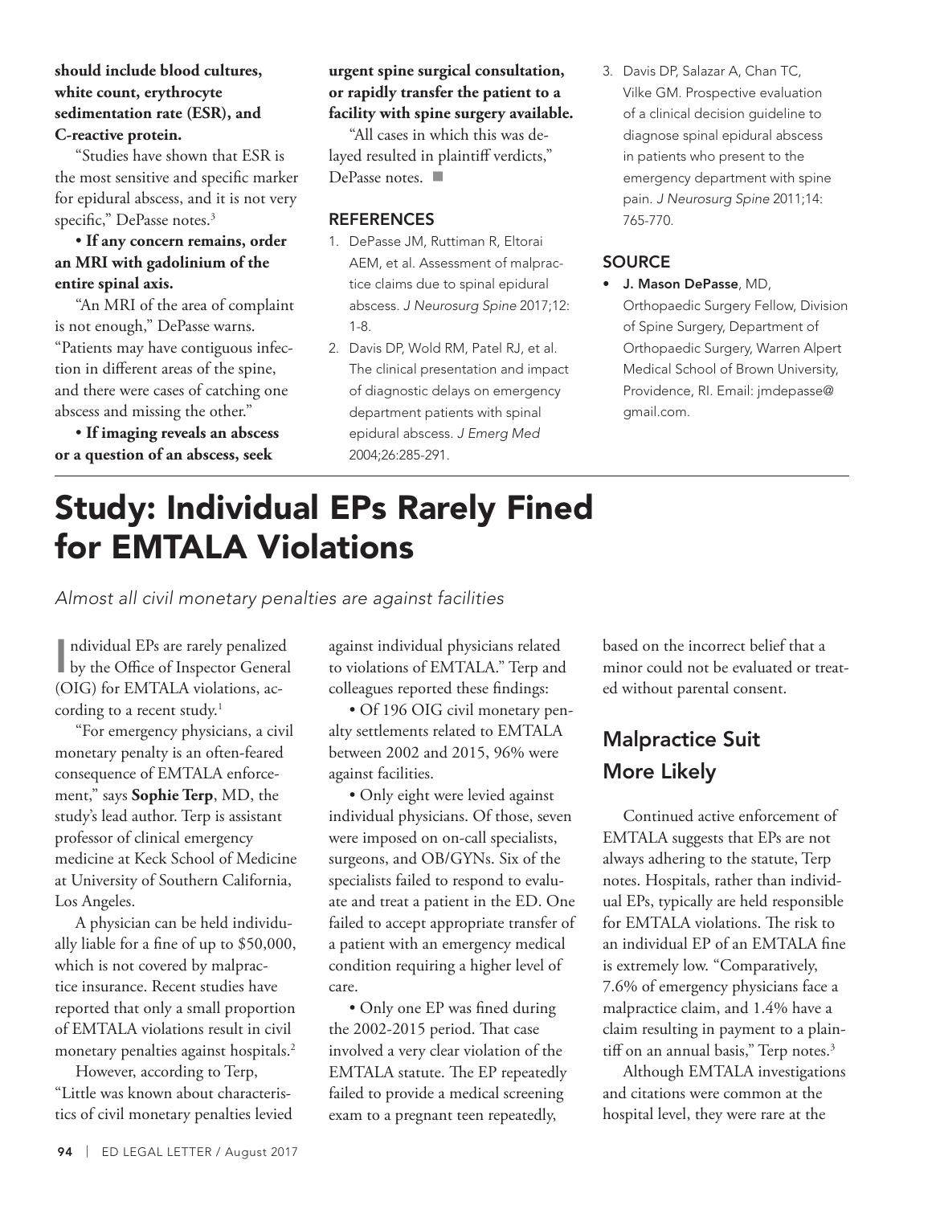**should include blood cultures, white count, erythrocyte sedimentation rate (ESR), and C-reactive protein.**

"Studies have shown that ESR is the most sensitive and specific marker for epidural abscess, and it is not very specific," DePasse notes.[3]

**• If any concern remains, order an MRI with gadolinium of the entire spinal axis.**

"An MRI of the area of complaint is not enough," DePasse warns. "Patients may have contiguous infection in different areas of the spine, and there were cases of catching one abscess and missing the other."

**• If imaging reveals an abscess or a question of an abscess, seek urgent spine surgical consultation, or rapidly transfer the patient to a facility with spine surgery available.**

"All cases in which this was delayed resulted in plaintiff verdicts," DePasse notes. ■

## REFERENCES

1. DePasse JM, Ruttiman R, Eltorai AEM, et al. Assessment of malpractice claims due to spinal epidural abscess. *J Neurosurg Spine* 2017;12: 1-8.
2. Davis DP, Wold RM, Patel RJ, et al. The clinical presentation and impact of diagnostic delays on emergency department patients with spinal epidural abscess. *J Emerg Med* 2004;26:285-291.
3. Davis DP, Salazar A, Chan TC, Vilke GM. Prospective evaluation of a clinical decision guideline to diagnose spinal epidural abscess in patients who present to the emergency department with spine pain. *J Neurosurg Spine* 2011;14: 765-770.

## SOURCE

- **J. Mason DePasse**, MD, Orthopaedic Surgery Fellow, Division of Spine Surgery, Department of Orthopaedic Surgery, Warren Alpert Medical School of Brown University, Providence, RI. Email: jmdepasse@gmail.com.

# Study: Individual EPs Rarely Fined for EMTALA Violations

*Almost all civil monetary penalties are against facilities*

Individual EPs are rarely penalized by the Office of Inspector General (OIG) for EMTALA violations, according to a recent study.[1]

"For emergency physicians, a civil monetary penalty is an often-feared consequence of EMTALA enforcement," says **Sophie Terp**, MD, the study's lead author. Terp is assistant professor of clinical emergency medicine at Keck School of Medicine at University of Southern California, Los Angeles.

A physician can be held individually liable for a fine of up to $50,000, which is not covered by malpractice insurance. Recent studies have reported that only a small proportion of EMTALA violations result in civil monetary penalties against hospitals.[2]

However, according to Terp, "Little was known about characteristics of civil monetary penalties levied against individual physicians related to violations of EMTALA." Terp and colleagues reported these findings:

• Of 196 OIG civil monetary penalty settlements related to EMTALA between 2002 and 2015, 96% were against facilities.

• Only eight were levied against individual physicians. Of those, seven were imposed on on-call specialists, surgeons, and OB/GYNs. Six of the specialists failed to respond to evaluate and treat a patient in the ED. One failed to accept appropriate transfer of a patient with an emergency medical condition requiring a higher level of care.

• Only one EP was fined during the 2002-2015 period. That case involved a very clear violation of the EMTALA statute. The EP repeatedly failed to provide a medical screening exam to a pregnant teen repeatedly, based on the incorrect belief that a minor could not be evaluated or treated without parental consent.

## Malpractice Suit More Likely

Continued active enforcement of EMTALA suggests that EPs are not always adhering to the statute, Terp notes. Hospitals, rather than individual EPs, typically are held responsible for EMTALA violations. The risk to an individual EP of an EMTALA fine is extremely low. "Comparatively, 7.6% of emergency physicians face a malpractice claim, and 1.4% have a claim resulting in payment to a plaintiff on an annual basis," Terp notes.[3]

Although EMTALA investigations and citations were common at the hospital level, they were rare at the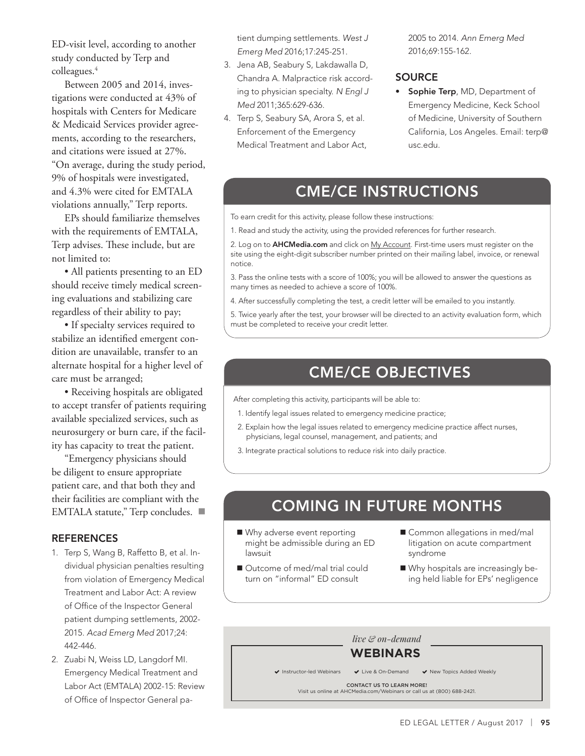ED-visit level, according to another study conducted by Terp and colleagues.[4]

Between 2005 and 2014, investigations were conducted at 43% of hospitals with Centers for Medicare & Medicaid Services provider agreements, according to the researchers, and citations were issued at 27%. "On average, during the study period, 9% of hospitals were investigated, and 4.3% were cited for EMTALA violations annually," Terp reports.

EPs should familiarize themselves with the requirements of EMTALA, Terp advises. These include, but are not limited to:

- All patients presenting to an ED should receive timely medical screening evaluations and stabilizing care regardless of their ability to pay;
- If specialty services required to stabilize an identified emergent condition are unavailable, transfer to an alternate hospital for a higher level of care must be arranged;
- Receiving hospitals are obligated to accept transfer of patients requiring available specialized services, such as neurosurgery or burn care, if the facility has capacity to treat the patient.

"Emergency physicians should be diligent to ensure appropriate patient care, and that both they and their facilities are compliant with the EMTALA statute," Terp concludes. ■

## REFERENCES

1. Terp S, Wang B, Raffetto B, et al. Individual physician penalties resulting from violation of Emergency Medical Treatment and Labor Act: A review of Office of the Inspector General patient dumping settlements, 2002-2015. *Acad Emerg Med* 2017;24:442-446.
2. Zuabi N, Weiss LD, Langdorf MI. Emergency Medical Treatment and Labor Act (EMTALA) 2002-15: Review of Office of Inspector General patient dumping settlements. *West J Emerg Med* 2016;17:245-251.
3. Jena AB, Seabury S, Lakdawalla D, Chandra A. Malpractice risk according to physician specialty. *N Engl J Med* 2011;365:629-636.
4. Terp S, Seabury SA, Arora S, et al. Enforcement of the Emergency Medical Treatment and Labor Act, 2005 to 2014. *Ann Emerg Med* 2016;69:155-162.

## SOURCE

- **Sophie Terp**, MD, Department of Emergency Medicine, Keck School of Medicine, University of Southern California, Los Angeles. Email: terp@usc.edu.

## CME/CE INSTRUCTIONS

To earn credit for this activity, please follow these instructions:

1. Read and study the activity, using the provided references for further research.
2. Log on to **AHCMedia.com** and click on My Account. First-time users must register on the site using the eight-digit subscriber number printed on their mailing label, invoice, or renewal notice.
3. Pass the online tests with a score of 100%; you will be allowed to answer the questions as many times as needed to achieve a score of 100%.
4. After successfully completing the test, a credit letter will be emailed to you instantly.
5. Twice yearly after the test, your browser will be directed to an activity evaluation form, which must be completed to receive your credit letter.

## CME/CE OBJECTIVES

After completing this activity, participants will be able to:

1. Identify legal issues related to emergency medicine practice;
2. Explain how the legal issues related to emergency medicine practice affect nurses, physicians, legal counsel, management, and patients; and
3. Integrate practical solutions to reduce risk into daily practice.

## COMING IN FUTURE MONTHS

- Why adverse event reporting might be admissible during an ED lawsuit
- Outcome of med/mal trial could turn on "informal" ED consult
- Common allegations in med/mal litigation on acute compartment syndrome
- Why hospitals are increasingly being held liable for EPs' negligence

*live & on-demand*

**WEBINARS**

✔ Instructor-led Webinars ✔ Live & On-Demand ✔ New Topics Added Weekly

CONTACT US TO LEARN MORE!
Visit us online at AHCMedia.com/Webinars or call us at (800) 688-2421.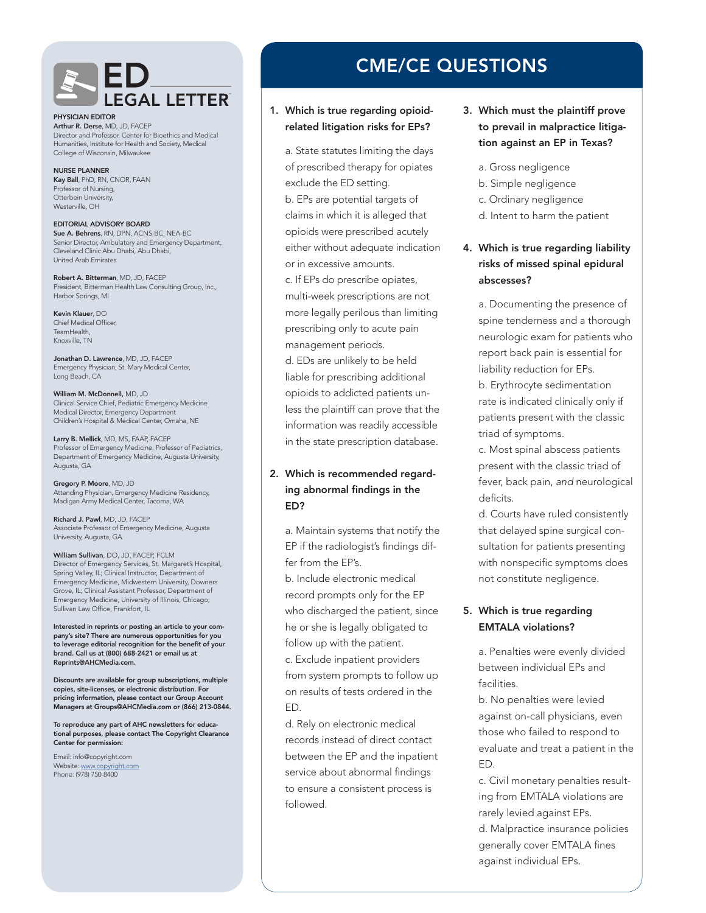# ED LEGAL LETTER

**PHYSICIAN EDITOR**
**Arthur R. Derse**, MD, JD, FACEP
Director and Professor, Center for Bioethics and Medical Humanities, Institute for Health and Society, Medical College of Wisconsin, Milwaukee

**NURSE PLANNER**
**Kay Ball**, PhD, RN, CNOR, FAAN
Professor of Nursing,
Otterbein University,
Westerville, OH

**EDITORIAL ADVISORY BOARD**
**Sue A. Behrens**, RN, DPN, ACNS-BC, NEA-BC
Senior Director, Ambulatory and Emergency Department, Cleveland Clinic Abu Dhabi, Abu Dhabi,
United Arab Emirates

**Robert A. Bitterman**, MD, JD, FACEP
President, Bitterman Health Law Consulting Group, Inc., Harbor Springs, MI

**Kevin Klauer**, DO
Chief Medical Officer,
TeamHealth,
Knoxville, TN

**Jonathan D. Lawrence**, MD, JD, FACEP
Emergency Physician, St. Mary Medical Center,
Long Beach, CA

**William M. McDonnell,** MD, JD
Clinical Service Chief, Pediatric Emergency Medicine
Medical Director, Emergency Department
Children's Hospital & Medical Center, Omaha, NE

**Larry B. Mellick**, MD, MS, FAAP, FACEP
Professor of Emergency Medicine, Professor of Pediatrics, Department of Emergency Medicine, Augusta University, Augusta, GA

**Gregory P. Moore**, MD, JD
Attending Physician, Emergency Medicine Residency, Madigan Army Medical Center, Tacoma, WA

**Richard J. Pawl**, MD, JD, FACEP
Associate Professor of Emergency Medicine, Augusta University, Augusta, GA

**William Sullivan**, DO, JD, FACEP, FCLM
Director of Emergency Services, St. Margaret's Hospital, Spring Valley, IL; Clinical Instructor, Department of Emergency Medicine, Midwestern University, Downers Grove, IL; Clinical Assistant Professor, Department of Emergency Medicine, University of Illinois, Chicago; Sullivan Law Office, Frankfort, IL

**Interested in reprints or posting an article to your company's site? There are numerous opportunities for you to leverage editorial recognition for the benefit of your brand. Call us at (800) 688-2421 or email us at Reprints@AHCMedia.com.**

**Discounts are available for group subscriptions, multiple copies, site-licenses, or electronic distribution. For pricing information, please contact our Group Account Managers at Groups@AHCMedia.com or (866) 213-0844.**

**To reproduce any part of AHC newsletters for educational purposes, please contact The Copyright Clearance Center for permission:**

Email: info@copyright.com
Website: www.copyright.com
Phone: (978) 750-8400

## CME/CE QUESTIONS

**1. Which is true regarding opioid-related litigation risks for EPs?**

a. State statutes limiting the days of prescribed therapy for opiates exclude the ED setting.
b. EPs are potential targets of claims in which it is alleged that opioids were prescribed acutely either without adequate indication or in excessive amounts.
c. If EPs do prescribe opiates, multi-week prescriptions are not more legally perilous than limiting prescribing only to acute pain management periods.
d. EDs are unlikely to be held liable for prescribing additional opioids to addicted patients unless the plaintiff can prove that the information was readily accessible in the state prescription database.

**2. Which is recommended regarding abnormal findings in the ED?**

a. Maintain systems that notify the EP if the radiologist's findings differ from the EP's.
b. Include electronic medical record prompts only for the EP who discharged the patient, since he or she is legally obligated to follow up with the patient.
c. Exclude inpatient providers from system prompts to follow up on results of tests ordered in the ED.
d. Rely on electronic medical records instead of direct contact between the EP and the inpatient service about abnormal findings to ensure a consistent process is followed.

**3. Which must the plaintiff prove to prevail in malpractice litigation against an EP in Texas?**

a. Gross negligence
b. Simple negligence
c. Ordinary negligence
d. Intent to harm the patient

**4. Which is true regarding liability risks of missed spinal epidural abscesses?**

a. Documenting the presence of spine tenderness and a thorough neurologic exam for patients who report back pain is essential for liability reduction for EPs.
b. Erythrocyte sedimentation rate is indicated clinically only if patients present with the classic triad of symptoms.
c. Most spinal abscess patients present with the classic triad of fever, back pain, *and* neurological deficits.
d. Courts have ruled consistently that delayed spine surgical consultation for patients presenting with nonspecific symptoms does not constitute negligence.

**5. Which is true regarding EMTALA violations?**

a. Penalties were evenly divided between individual EPs and facilities.
b. No penalties were levied against on-call physicians, even those who failed to respond to evaluate and treat a patient in the ED.
c. Civil monetary penalties resulting from EMTALA violations are rarely levied against EPs.
d. Malpractice insurance policies generally cover EMTALA fines against individual EPs.